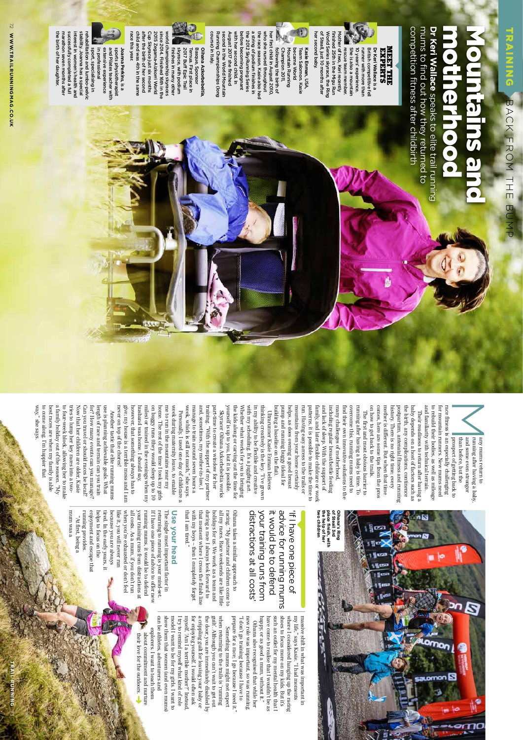TRAINING BACK FROM THE BUMP

# Mountains and motherhood

**Dr Keri Wallace** speaks to elite trail running mums to find out how they returned to competition fitness after childbirth

## MEET THE EXPERTS

**Dr Keri Wallace** is a British competitive fell runner with more than 10 years' experience. She is also a mountain rescue team member. Mother of two, Keri recently finished 25th in the Migu Run World Series skyrace, the Ring of Steall, just 10 months after her second baby.

**Kasie Enman**, USA, Team Salomon. Kasie became World Mountain Running Champion 2011 following the birth of her first child in August 2010, who she nursed throughout the race season. Kasie also had a string of podium finishes in the 2012 Skyrunning Series before taking time out with her second child. In August 2017 she finished second in the World Mountain Running Championships (long course) in Italy.

**Oihana Azkorbebeitia**, Basque. Sponsor Ternua. First place in 2017 Buff Epic Trail skyrace, with podium finishes in numerous world championship skyraces since 2014. Finished 16th in the 2015 Zegama-Aizkorri World Cup Skyrace just six months after the birth of her second child and was 4th in the same race this year.

**Joanna Perkins**, is a sports physiotherapist and pilates teacher with extensive experience in professional sport, specialising in rehabilitation and lumbo-pelvic stability. Joanna has a special interest in women's health and successfully completed a full marathon seven months after the birth of her daughter.

Many mums return to running after having a baby, and some even stronger than before, but the prospect of getting back to race fitness is an especially challenging for mountain runners. New mums need to rebuild their bodies, as well as mileage and familiarity with technical terrain.

Their readiness to return after having a baby depends on a host of factors such as the birth, any complications, continence postpartum, antenatal fitness and running history. There is no right time: every mother is different. But when that time comes, here are some tips from the pros on how to get back to the trails.

The first and most obvious barrier to running after having a baby is time. To overcome this, running mums need to find their own innovative solutions to the many challenges of motherhood, including regular breast/bottle feeding and lack of sleep. With the support of family, and later flexible childcare or work patterns, it is possible to make the time to run. Having easy access to the trails or mountains from your home certainly helps, as does owning a good breast pump and running buggy (ideal for building a base-line on the flat).

Ultrarunner Kasie Enman believes thinking creatively is the key. "I've grown in my ability to be flexible and creative with scheduling. It's a juggling act. Whether what works for you is bringing the kids along or carving out the time for yourself is up to you, but it is possible."

Skyracer Oihana Azkorbebeitia works part-time to create a window for her training. "With the support of my partner and, sometimes, my mother-in-law, I manage to train around seven hours a week, which is still not much," she says.

Personally, I used one day of childcare a week during maternity leave, to enable me to run in the mountains near my home. The rest of the time I took my girls on buggy runs (they would sleep up to 10 miles) or trained in the evenings when my husband was home. I should say, however, that something always has to give: my house is a terrible mess and I am never on top of the chores!

Another tactic that elite running mums use is planning achievable goals. What length of race and terrain can you train for? How many events can you manage? Can you travel or should races be local? Now that her children are older, Kasie tries to lump her key races into a two- to four-week block, allowing her to make a family holiday out of the season. "My best races are when my family is able to come along. I'm happier that way," she says.

Oihana's Ring of Steall 3rd place finish, with the help of her two children

> 'If I have one piece of advice for running mums it would be to defend your training runs from distractions at all costs'

Oihana takes a similar approach to racing: "My partner and children come to all my races. Our weekends are like little holidays. We work as a team, and during a race I always look forward to that moment where I cross the finish line with my boys – then I completely forget that I am tired."

## Use your head

The single most important factor in returning to running is your mind-set. If I have one piece of advice to offer new running mums, it would be to defend your training runs from distractions at all costs. As a mum, if you don't run when you're exhausted or don't feel like it, you will never run because you are always tired. In the early years, it helps to focus on the enjoyment and escape that running provides.

"At first, being a mum was a massive shift in what was important in my life," says Kasie. "I had moments where I considered hanging up the racing shoes to focus more on my kids. But it's such an outlet for my mental health that I have come to realise that I wouldn't be as happy, or as good a mum, without it."

Oihana also recognised that while her new role was important, so was running. "I don't go training because I have to prepare for a race; I go because I need it."

Something mums might not expect when returning to the trails is running guilt. Although you can't wait to get out the door, you are immediately disabled by a crippling guilt for leaving your baby or for enjoying yourself. I would often ask myself: "Am I a terrible mother?" Instead, I try to remember that it's my kind of role model I want to be for my girls. I want to show them that we (their own mums) can be athletes, adventurers and explorers. I want to teach them about commitment and nurture their love for the outdoors.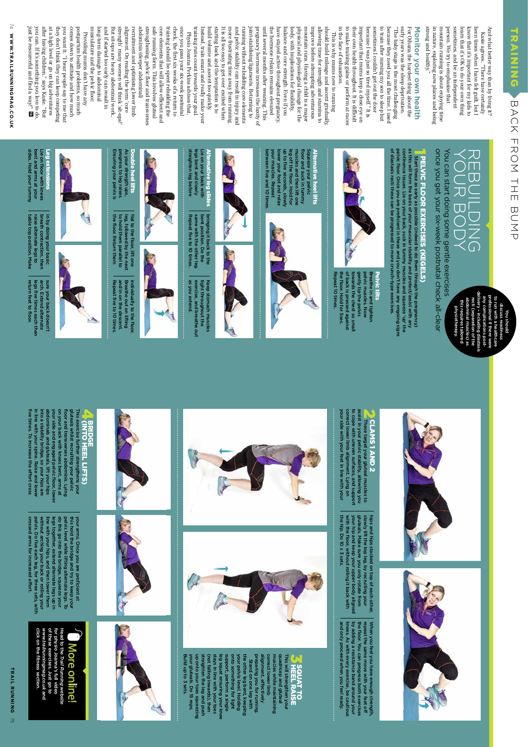# TRAINING BACK FROM THE BUMP

And what better way than by living it?

Kasie agrees. "There have certainly been times when I have felt guilt, but I know that it's important for my kids to learn that it's OK to do your own thing sometimes, and be an independent person. We try to emphasise that mountain running is about enjoying time in nature, exploring new places and being strong and healthy."

## Monitor your own health

For Oihana the hardest thing about the early years was the sleep deprivation. "The baby stage is the most challenging because they need you all the time. I used to train after nursing my son to sleep but sometimes I couldn't get out the door because I was just so tired myself." It is important that mums keep a close eye on their own health throughout. It is difficult to make training gains or perform at races in the face of exhaustion.

This is why mums new to running should build mileage and ascent gradually, allowing time for strength and stamina to improve before attempting adventurous mountain runs. Having a child is a major physical and physiological change for the body, with implications for flexibility, balance and core strength. Even if you have stayed active throughout pregnancy, the hormone relaxin remains elevated until several months after weaning. This pregnancy hormone increases the laxity of joint-stabilising ligaments. Returning to running without rebuilding core elements and pelvic stability can result in injury and more frustrating time away from running. It is all too easy to get over excited when starting back and the temptation is to build volume and ascent too quickly. Instead, train smart and really make your training runs count towards your goal.

Physio Joanna Perkins advises that, once you pass your six-week postnatal check, the first six weeks of a return to training should be spent rebuilding the core elements that will allow efficient and safe running form. This involves gluteal strengthening, pelvic floor and transverse abdominus (deeper abdominal) recruitment and optimising lower limb alignment. On reading the term 'core strength' many women will think 'sit-ups!' But sit-ups are heavy abdominal work, and if started too early can result in long-term damage to abdominal musculature and the pelvic floor.

Providing mums don't have any postpartum health problems, so much comes down to attitude and how much you want it. "I hear people say to me that they don't think they can keep competing at a high level or go on big adventures after having children," says Kasie. "But you can. If it's something you love to do, just be resourceful and find a way!"

# REBUILDING YOUR BODY

You can start doing some gentle exercises once you get your six-week postnatal check all-clear

You should discuss readiness to run with a healthcare professional if there were any complications post-delivery – including diastasis rectii (separation of the abdominal muscles) as this requires tailored physiotherapy.

## 1 PELVIC FLOOR EXERCISES (KEGELS)

**Start these as early as possible (indeed to do them through the pregnancy) as this will form the basis of your muscular stability and protect/assist with any continence issues. Contract your pelvic floor. Once you are proficient in these and you don't have any ongoing signs of diastasis recti these can be progressed to more crunch-type exercises.**

**Pelvic tilts**
Breathe in and tighten pelvic muscles. Now gently tip the pelvis towards the chest so small of back is pressed against the floor. Hold for 5sec. Repeat 10 times.

**Alternate heel lifts**
Squeeze your pelvic floor and suck in tummy muscles and then lift one leg off the floor. Hold for up to five seconds, slowly lower your foot and relax your muscles. Repeat between five and 10 times.

**Alternative leg slides**
Lie on your back with legs bent and slowly straighten leg before bringing it back to the bent position. Do the same with the other leg. Repeat five to 10 times. Keep stomach muscles tight throughout the exercise, and breathe out as you extend.

**Double heel lifts**
As your strength ups, progress to leg raises. Ensuring your pelvis is flat to the floor, lift one leg, followed by the next to hold them parallel to the floor. Return them individually to the floor. Breathe out on lifting and in on the descent. Repeat five to 10 times.

**Leg extensions**
Lie on floor with knees bent and arms at your sides. Hold your tummy in by doing your basic pelvic floor contraction, then raise alternate legs to table top position. Make sure your back doesn't arch. Extend alternate legs five times each then return feet to floor.

## 2 CLAMS 1 AND 2

**These target your gluteal muscles to assist in your pelvic stability, allowing you to cope with uneven surfaces, and support correct lower limb alignment. Lying on your side with your feet in line with your hips and hips stacked on top of each other, slowly lift the top leg, by recruiting your gluteals. Make sure you only rotate from your hip and keep your upper body aligned with the floor, without rolling it back with the hip. Do 10 x 3 sets.**

When you feel you have enough strength, repeat the same move with your feet off the floor. You can progress both exercises by adding a resistance band around your knees. As with every exercise, be cautious and only proceed when you feel ready.

## 3 SQUAT TO HEEL RAISE

**This will strengthen your quadriceps and gluteal muscles while maintaining correct lower limb alignment, effectively preparing you for running.**

Stand on one leg with the other leg bent, keeping your pelvis level. Holding onto something for light support, perform a single leg squat ensuring your knee stays in line with your toes (not falling inwards), then straighten the leg and push up onto your toes squeezing your glutes. Do 15 reps. Build up to 3 sets.

## 4 BRIDGE (INTO HEEL LIFTS)

**This exercise further strengthens your gluteals whilst recruiting your pelvic floor and transverses abdominis. Lying on your back with knees bent, arms at your side and engaged pelvic floor, lower abdominals and gluteals, lift your hips into a bridge, so your hips are in line with your spine. Raise and lower five times. To increase the effort cross your arms. Once you are proficient at this hold the bridge and try to keep your pelvis level while lifting alternate legs. To do this go into the bridge, squeeze your legs together, extend alternate legs up in line with your hips, and then lower them without arching your back or rolling your pelvis. Do five each leg, for three sets, with crossed arms for increased effort.**

## More online!

Head to the *Trail Running* website for a video of Joanna Perkins demonstrating all of these exercises. Just go to *www.trailrunningmag.co.uk* and click on the fitness section.